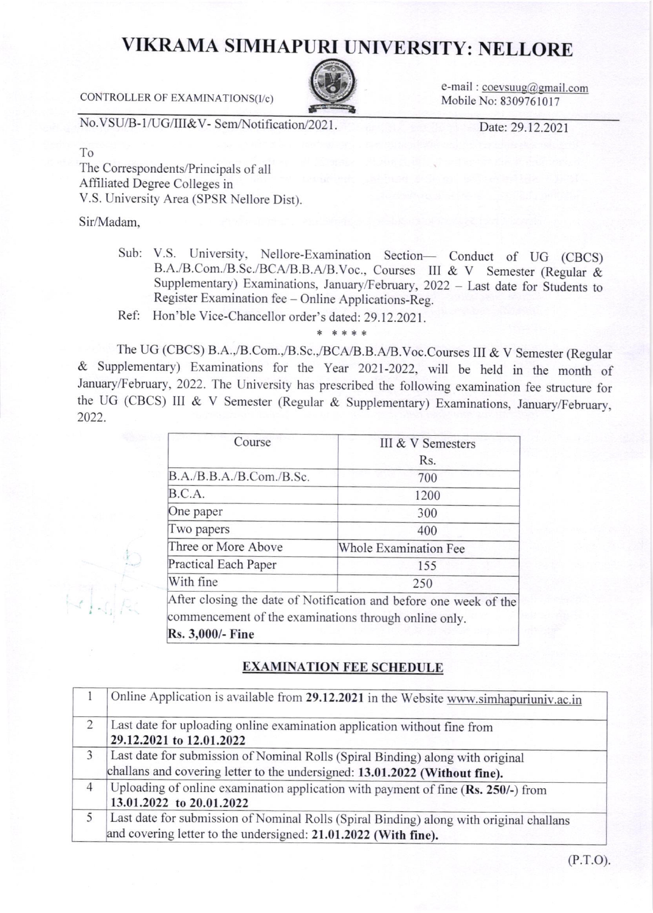# VIKRAMA SIMHAPURI UNIVERSITY: NELLORE

CONTROLLER OF EXAMINATIONS(I/c)

e-mail : coevsuug@gmail.com
Mobile No: 8309761017

No.VSU/B-1/UG/III&V- Sem/Notification/2021.

Date: 29.12.2021

To
The Correspondents/Principals of all
Affiliated Degree Colleges in
V.S. University Area (SPSR Nellore Dist).

Sir/Madam,

Sub: V.S. University, Nellore-Examination Section— Conduct of UG (CBCS) B.A./B.Com./B.Sc./BCA/B.B.A/B.Voc., Courses III & V Semester (Regular & Supplementary) Examinations, January/February, 2022 – Last date for Students to Register Examination fee – Online Applications-Reg.

Ref: Hon'ble Vice-Chancellor order's dated: 29.12.2021.

\* \* \* \* \*

The UG (CBCS) B.A.,/B.Com.,/B.Sc.,/BCA/B.B.A/B.Voc.Courses III & V Semester (Regular & Supplementary) Examinations for the Year 2021-2022, will be held in the month of January/February, 2022. The University has prescribed the following examination fee structure for the UG (CBCS) III & V Semester (Regular & Supplementary) Examinations, January/February, 2022.

| Course | III & V Semesters Rs. |
|---|---|
| B.A./B.B.A./B.Com./B.Sc. | 700 |
| B.C.A. | 1200 |
| One paper | 300 |
| Two papers | 400 |
| Three or More Above | Whole Examination Fee |
| Practical Each Paper | 155 |
| With fine | 250 |
| After closing the date of Notification and before one week of the commencement of the examinations through online only. **Rs. 3,000/- Fine** | |

## EXAMINATION FEE SCHEDULE

| | |
|---|---|
| 1 | Online Application is available from **29.12.2021** in the Website www.simhapuriuniv.ac.in |
| 2 | Last date for uploading online examination application without fine from **29.12.2021 to 12.01.2022** |
| 3 | Last date for submission of Nominal Rolls (Spiral Binding) along with original challans and covering letter to the undersigned: **13.01.2022 (Without fine).** |
| 4 | Uploading of online examination application with payment of fine (**Rs. 250/-**) from **13.01.2022 to 20.01.2022** |
| 5 | Last date for submission of Nominal Rolls (Spiral Binding) along with original challans and covering letter to the undersigned: **21.01.2022 (With fine).** |

(P.T.O).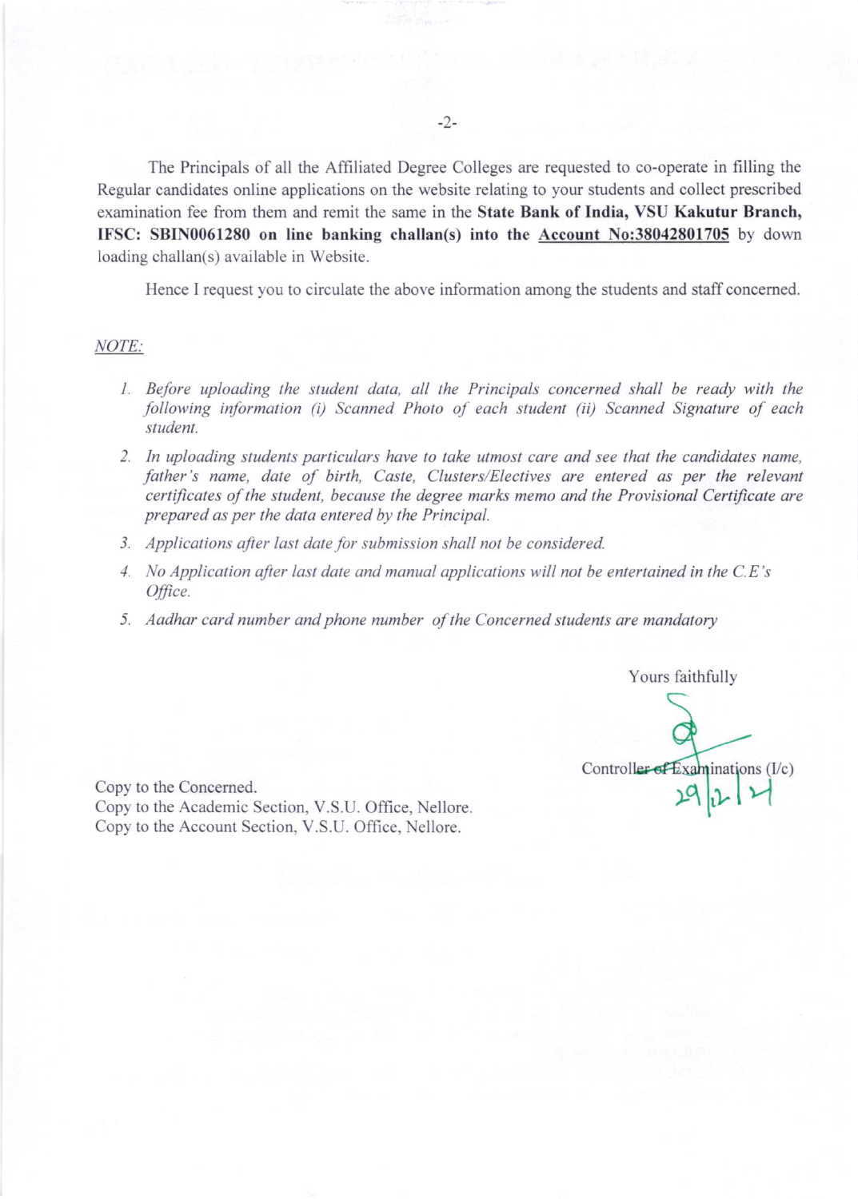The Principals of all the Affiliated Degree Colleges are requested to co-operate in filling the Regular candidates online applications on the website relating to your students and collect prescribed examination fee from them and remit the same in the **State Bank of India, VSU Kakutur Branch, IFSC: SBIN0061280 on line banking challan(s) into the Account No:38042801705** by down loading challan(s) available in Website.

Hence I request you to circulate the above information among the students and staff concerned.

*NOTE:*

1. *Before uploading the student data, all the Principals concerned shall be ready with the following information (i) Scanned Photo of each student (ii) Scanned Signature of each student.*
2. *In uploading students particulars have to take utmost care and see that the candidates name, father's name, date of birth, Caste, Clusters/Electives are entered as per the relevant certificates of the student, because the degree marks memo and the Provisional Certificate are prepared as per the data entered by the Principal.*
3. *Applications after last date for submission shall not be considered.*
4. *No Application after last date and manual applications will not be entertained in the C.E's Office.*
5. *Aadhar card number and phone number of the Concerned students are mandatory*

Yours faithfully

Controller of Examinations (I/c)
29/12/24

Copy to the Concerned.
Copy to the Academic Section, V.S.U. Office, Nellore.
Copy to the Account Section, V.S.U. Office, Nellore.